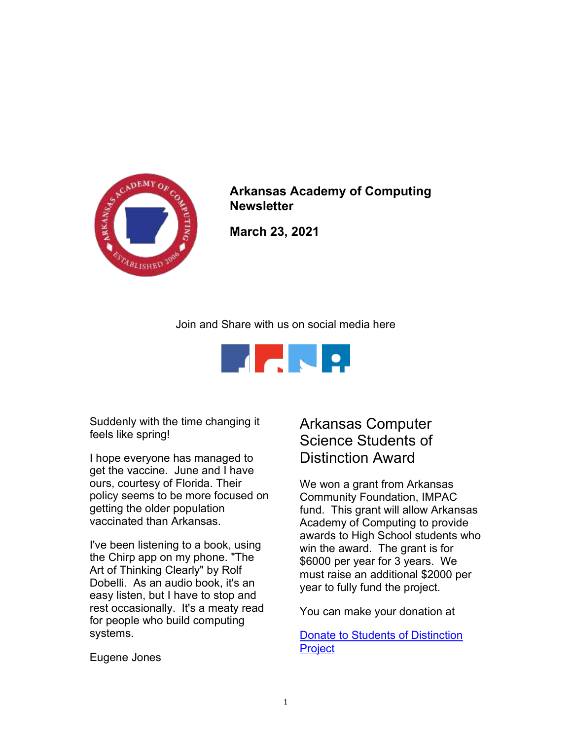# Arkansas Academy of Computing Newsletter

**March 23, 2021**

Join and Share with us on social media here

Suddenly with the time changing it feels like spring!

I hope everyone has managed to get the vaccine. June and I have ours, courtesy of Florida. Their policy seems to be more focused on getting the older population vaccinated than Arkansas.

I've been listening to a book, using the Chirp app on my phone. "The Art of Thinking Clearly" by Rolf Dobelli. As an audio book, it's an easy listen, but I have to stop and rest occasionally. It's a meaty read for people who build computing systems.

Eugene Jones

## Arkansas Computer Science Students of Distinction Award

We won a grant from Arkansas Community Foundation, IMPAC fund. This grant will allow Arkansas Academy of Computing to provide awards to High School students who win the award. The grant is for $6000 per year for 3 years. We must raise an additional $2000 per year to fully fund the project.

You can make your donation at

[Donate to Students of Distinction Project]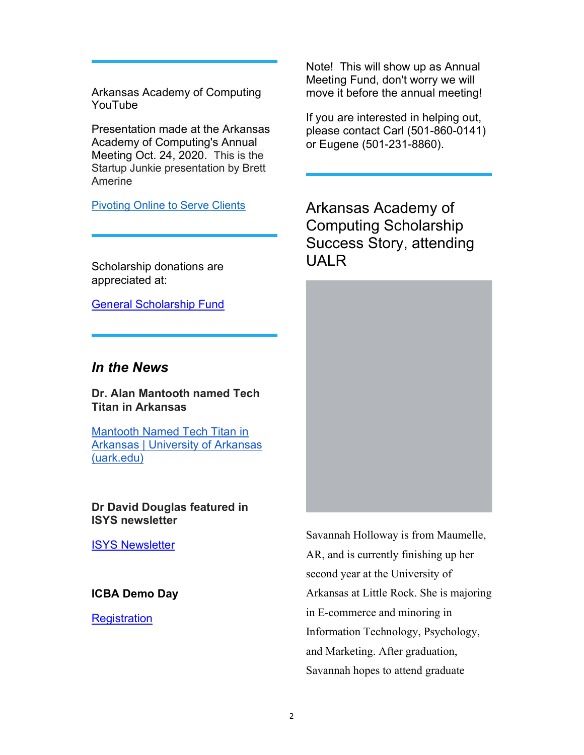Arkansas Academy of Computing YouTube

Presentation made at the Arkansas Academy of Computing's Annual Meeting Oct. 24, 2020. This is the Startup Junkie presentation by Brett Amerine

Pivoting Online to Serve Clients

---

Scholarship donations are appreciated at:

General Scholarship Fund

---

## *In the News*

**Dr. Alan Mantooth named Tech Titan in Arkansas**

Mantooth Named Tech Titan in Arkansas | University of Arkansas (uark.edu)

**Dr David Douglas featured in ISYS newsletter**

ISYS Newsletter

**ICBA Demo Day**

Registration

Note! This will show up as Annual Meeting Fund, don't worry we will move it before the annual meeting!

If you are interested in helping out, please contact Carl (501-860-0141) or Eugene (501-231-8860).

---

## Arkansas Academy of Computing Scholarship Success Story, attending UALR

Savannah Holloway is from Maumelle, AR, and is currently finishing up her second year at the University of Arkansas at Little Rock. She is majoring in E-commerce and minoring in Information Technology, Psychology, and Marketing. After graduation, Savannah hopes to attend graduate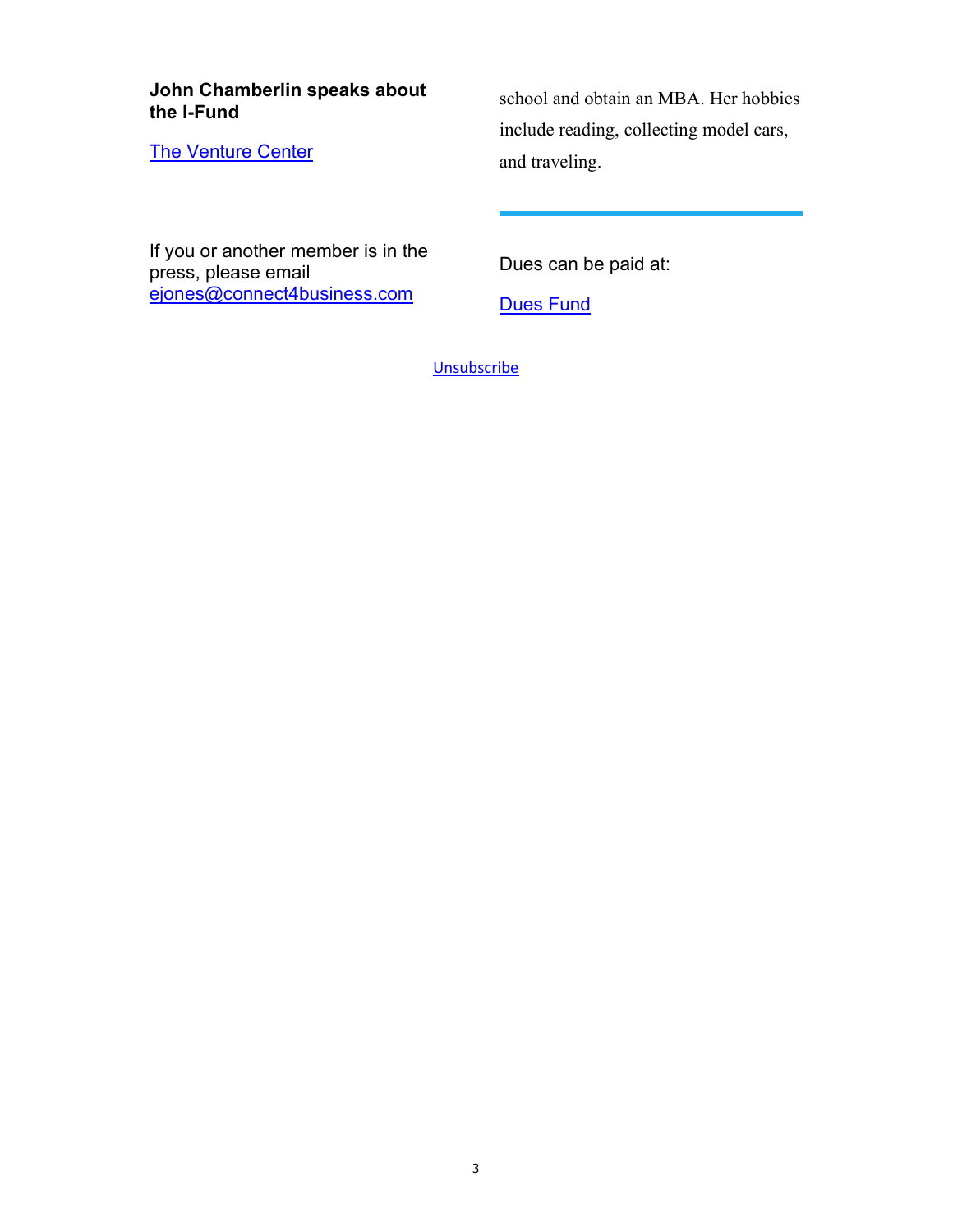**John Chamberlin speaks about the I-Fund**

The Venture Center

If you or another member is in the press, please email ejones@connect4business.com

school and obtain an MBA. Her hobbies include reading, collecting model cars, and traveling.

---

Dues can be paid at:

Dues Fund

Unsubscribe